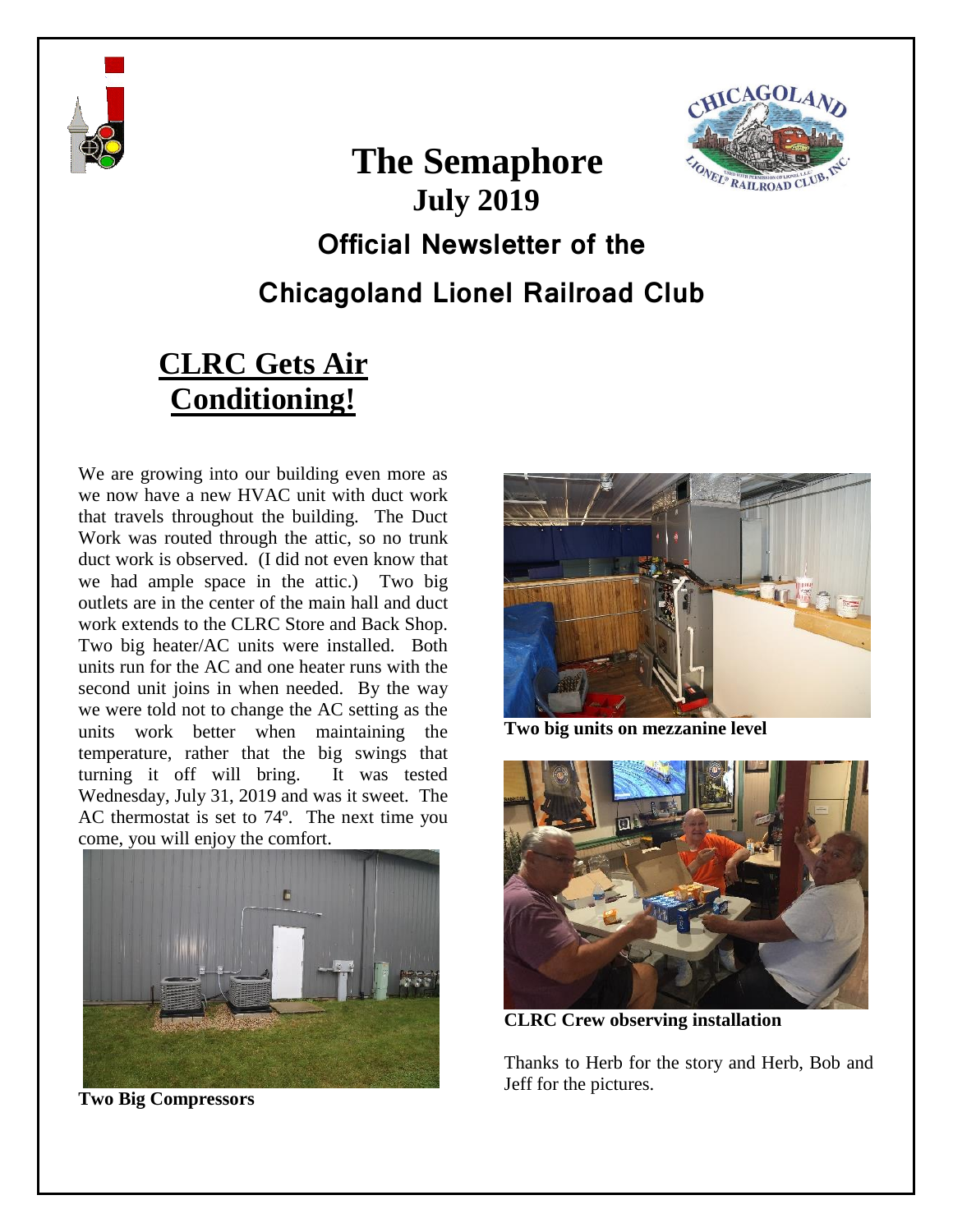# The Semaphore

## July 2019

## Official Newsletter of the

## Chicagoland Lionel Railroad Club

## CLRC Gets Air Conditioning!

We are growing into our building even more as we now have a new HVAC unit with duct work that travels throughout the building. The Duct Work was routed through the attic, so no trunk duct work is observed. (I did not even know that we had ample space in the attic.) Two big outlets are in the center of the main hall and duct work extends to the CLRC Store and Back Shop. Two big heater/AC units were installed. Both units run for the AC and one heater runs with the second unit joins in when needed. By the way we were told not to change the AC setting as the units work better when maintaining the temperature, rather that the big swings that turning it off will bring. It was tested Wednesday, July 31, 2019 and was it sweet. The AC thermostat is set to 74º. The next time you come, you will enjoy the comfort.

**Two Big Compressors**

**Two big units on mezzanine level**

**CLRC Crew observing installation**

Thanks to Herb for the story and Herb, Bob and Jeff for the pictures.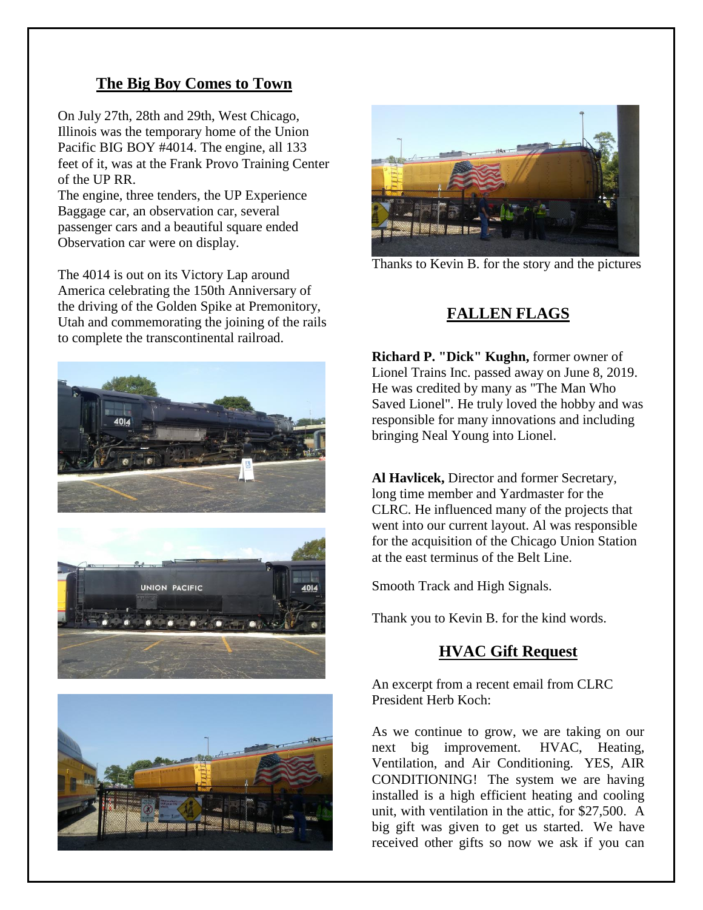## The Big Boy Comes to Town

On July 27th, 28th and 29th, West Chicago, Illinois was the temporary home of the Union Pacific BIG BOY #4014. The engine, all 133 feet of it, was at the Frank Provo Training Center of the UP RR.
The engine, three tenders, the UP Experience Baggage car, an observation car, several passenger cars and a beautiful square ended Observation car were on display.

The 4014 is out on its Victory Lap around America celebrating the 150th Anniversary of the driving of the Golden Spike at Premonitory, Utah and commemorating the joining of the rails to complete the transcontinental railroad.

Thanks to Kevin B. for the story and the pictures

## FALLEN FLAGS

**Richard P. "Dick" Kughn,** former owner of Lionel Trains Inc. passed away on June 8, 2019. He was credited by many as "The Man Who Saved Lionel". He truly loved the hobby and was responsible for many innovations and including bringing Neal Young into Lionel.

**Al Havlicek,** Director and former Secretary, long time member and Yardmaster for the CLRC. He influenced many of the projects that went into our current layout. Al was responsible for the acquisition of the Chicago Union Station at the east terminus of the Belt Line.

Smooth Track and High Signals.

Thank you to Kevin B. for the kind words.

## HVAC Gift Request

An excerpt from a recent email from CLRC President Herb Koch:

As we continue to grow, we are taking on our next big improvement. HVAC, Heating, Ventilation, and Air Conditioning. YES, AIR CONDITIONING! The system we are having installed is a high efficient heating and cooling unit, with ventilation in the attic, for $27,500. A big gift was given to get us started. We have received other gifts so now we ask if you can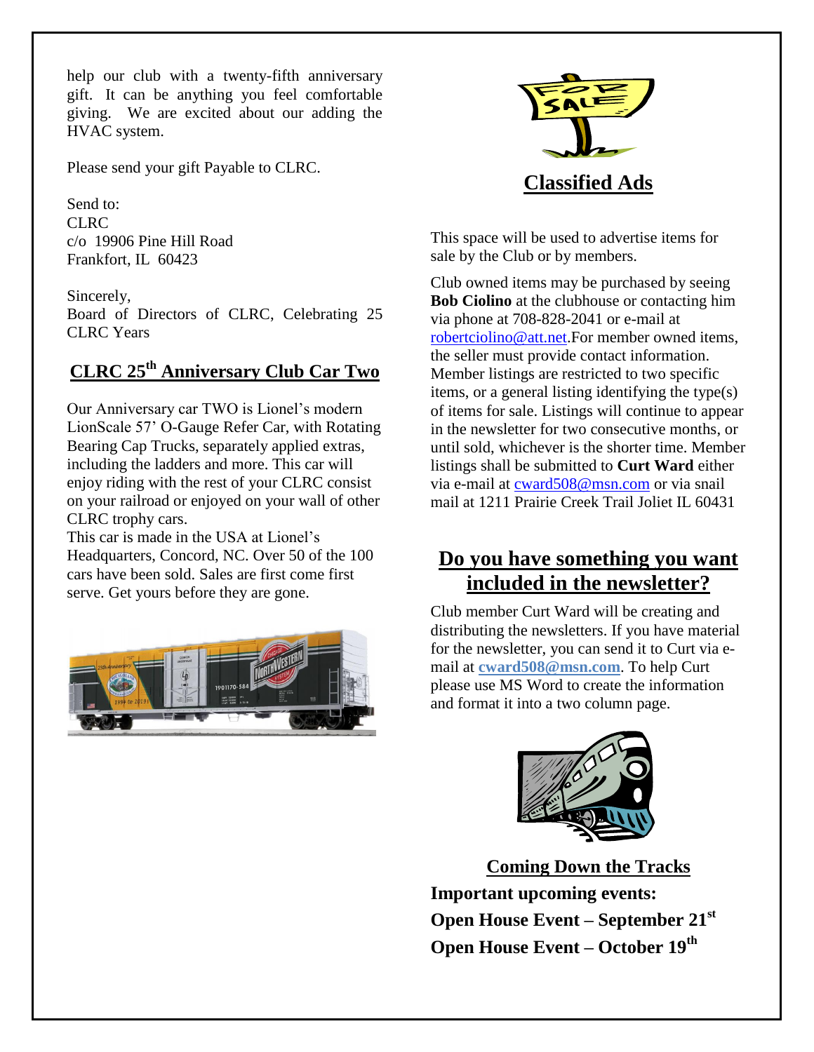help our club with a twenty-fifth anniversary gift. It can be anything you feel comfortable giving. We are excited about our adding the HVAC system.

Please send your gift Payable to CLRC.

Send to:
CLRC
c/o 19906 Pine Hill Road
Frankfort, IL 60423

Sincerely,
Board of Directors of CLRC, Celebrating 25 CLRC Years

## CLRC 25th Anniversary Club Car Two

Our Anniversary car TWO is Lionel's modern LionScale 57' O-Gauge Refer Car, with Rotating Bearing Cap Trucks, separately applied extras, including the ladders and more. This car will enjoy riding with the rest of your CLRC consist on your railroad or enjoyed on your wall of other CLRC trophy cars.
This car is made in the USA at Lionel's Headquarters, Concord, NC. Over 50 of the 100 cars have been sold. Sales are first come first serve. Get yours before they are gone.

## Classified Ads

This space will be used to advertise items for sale by the Club or by members.

Club owned items may be purchased by seeing **Bob Ciolino** at the clubhouse or contacting him via phone at 708-828-2041 or e-mail at robertciolino@att.net.For member owned items, the seller must provide contact information. Member listings are restricted to two specific items, or a general listing identifying the type(s) of items for sale. Listings will continue to appear in the newsletter for two consecutive months, or until sold, whichever is the shorter time. Member listings shall be submitted to **Curt Ward** either via e-mail at cward508@msn.com or via snail mail at 1211 Prairie Creek Trail Joliet IL 60431

## Do you have something you want included in the newsletter?

Club member Curt Ward will be creating and distributing the newsletters. If you have material for the newsletter, you can send it to Curt via e-mail at **cward508@msn.com**. To help Curt please use MS Word to create the information and format it into a two column page.

## Coming Down the Tracks

**Important upcoming events:**
**Open House Event – September 21st**
**Open House Event – October 19th**